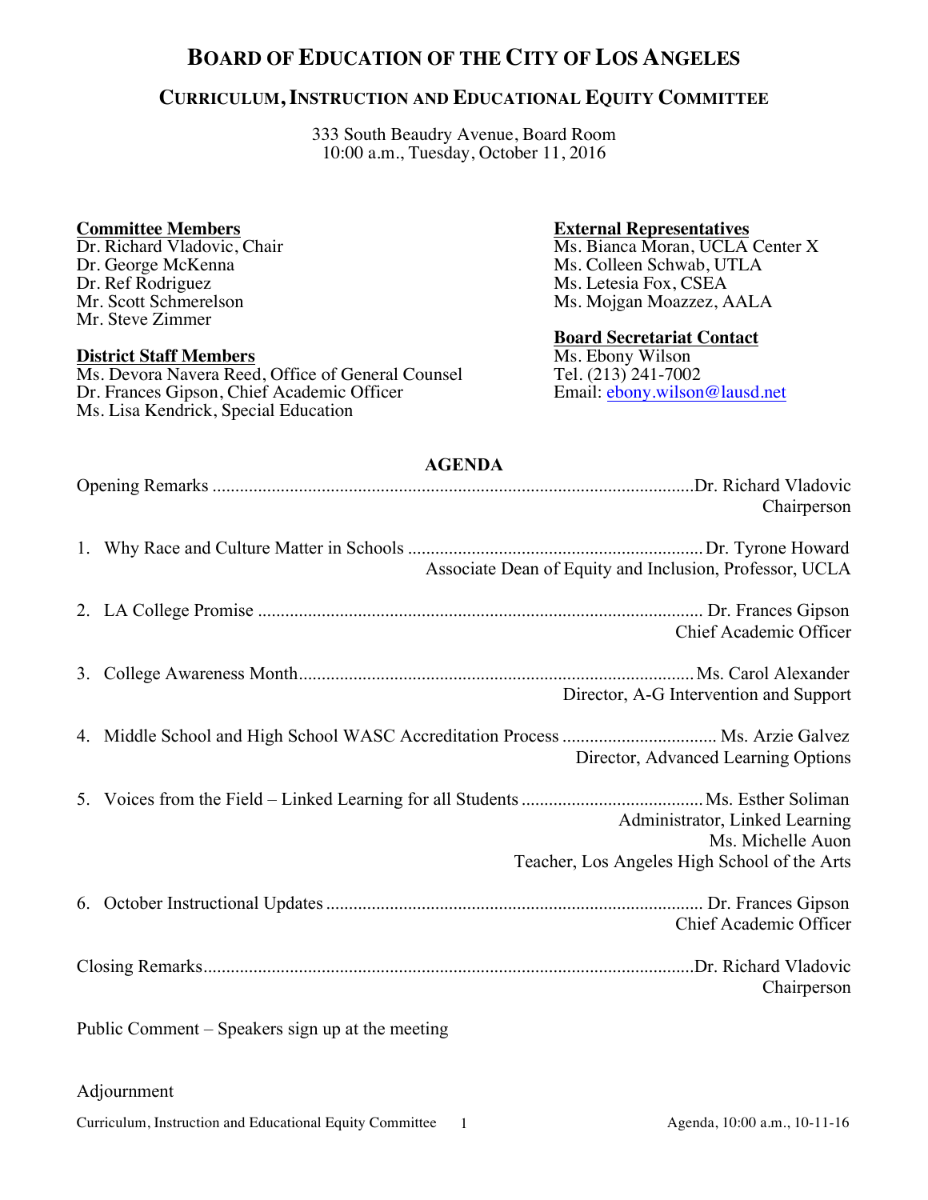# BOARD OF EDUCATION OF THE CITY OF LOS ANGELES

## CURRICULUM, INSTRUCTION AND EDUCATIONAL EQUITY COMMITTEE

333 South Beaudry Avenue, Board Room
10:00 a.m., Tuesday, October 11, 2016

**Committee Members**
Dr. Richard Vladovic, Chair
Dr. George McKenna
Dr. Ref Rodriguez
Mr. Scott Schmerelson
Mr. Steve Zimmer

**District Staff Members**
Ms. Devora Navera Reed, Office of General Counsel
Dr. Frances Gipson, Chief Academic Officer
Ms. Lisa Kendrick, Special Education

**External Representatives**
Ms. Bianca Moran, UCLA Center X
Ms. Colleen Schwab, UTLA
Ms. Letesia Fox, CSEA
Ms. Mojgan Moazzez, AALA

**Board Secretariat Contact**
Ms. Ebony Wilson
Tel. (213) 241-7002
Email: ebony.wilson@lausd.net

**AGENDA**

Opening Remarks ........................................ Dr. Richard Vladovic
Chairperson

1. Why Race and Culture Matter in Schools ........................................ Dr. Tyrone Howard
Associate Dean of Equity and Inclusion, Professor, UCLA

2. LA College Promise ........................................ Dr. Frances Gipson
Chief Academic Officer

3. College Awareness Month ........................................ Ms. Carol Alexander
Director, A-G Intervention and Support

4. Middle School and High School WASC Accreditation Process ........................................ Ms. Arzie Galvez
Director, Advanced Learning Options

5. Voices from the Field – Linked Learning for all Students ........................................ Ms. Esther Soliman
Administrator, Linked Learning
Ms. Michelle Auon
Teacher, Los Angeles High School of the Arts

6. October Instructional Updates ........................................ Dr. Frances Gipson
Chief Academic Officer

Closing Remarks ........................................ Dr. Richard Vladovic
Chairperson

Public Comment – Speakers sign up at the meeting

Adjournment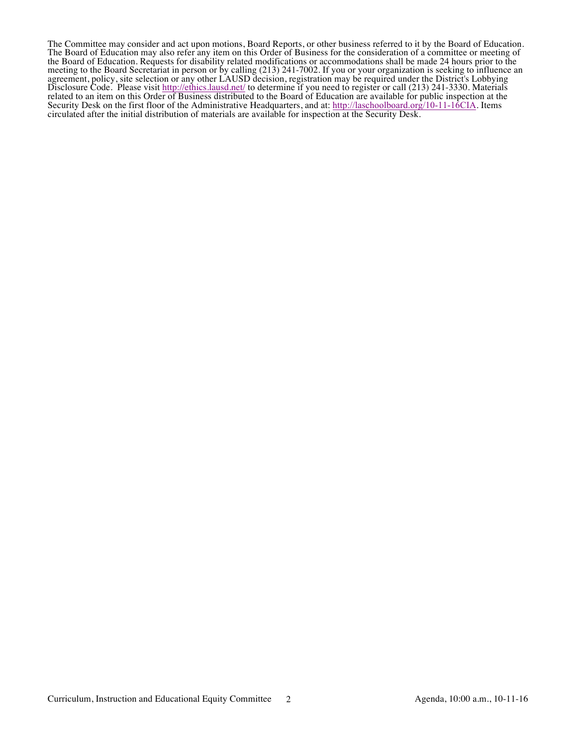The Committee may consider and act upon motions, Board Reports, or other business referred to it by the Board of Education. The Board of Education may also refer any item on this Order of Business for the consideration of a committee or meeting of the Board of Education. Requests for disability related modifications or accommodations shall be made 24 hours prior to the meeting to the Board Secretariat in person or by calling (213) 241-7002. If you or your organization is seeking to influence an agreement, policy, site selection or any other LAUSD decision, registration may be required under the District's Lobbying Disclosure Code. Please visit http://ethics.lausd.net/ to determine if you need to register or call (213) 241-3330. Materials related to an item on this Order of Business distributed to the Board of Education are available for public inspection at the Security Desk on the first floor of the Administrative Headquarters, and at: http://laschoolboard.org/10-11-16CIA. Items circulated after the initial distribution of materials are available for inspection at the Security Desk.